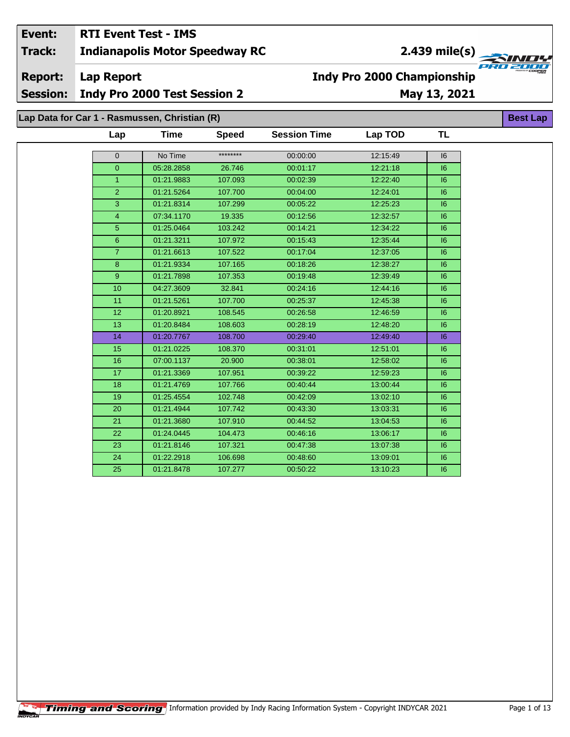| **Event:** | **RTI Event Test - IMS** | |
|---|---|---|
| **Track:** | **Indianapolis Motor Speedway RC** | **2.439 mile(s)** |
| **Report:** | **Lap Report** | **Indy Pro 2000 Championship** |
| **Session:** | **Indy Pro 2000 Test Session 2** | **May 13, 2021** |

## Lap Data for Car 1 - Rasmussen, Christian (R)

**Best Lap**

| Lap | Time | Speed | Session Time | Lap TOD | TL |
|---|---|---|---|---|---|
| 0 | No Time | ******** | 00:00:00 | 12:15:49 | I6 |
| 0 | 05:28.2858 | 26.746 | 00:01:17 | 12:21:18 | I6 |
| 1 | 01:21.9883 | 107.093 | 00:02:39 | 12:22:40 | I6 |
| 2 | 01:21.5264 | 107.700 | 00:04:00 | 12:24:01 | I6 |
| 3 | 01:21.8314 | 107.299 | 00:05:22 | 12:25:23 | I6 |
| 4 | 07:34.1170 | 19.335 | 00:12:56 | 12:32:57 | I6 |
| 5 | 01:25.0464 | 103.242 | 00:14:21 | 12:34:22 | I6 |
| 6 | 01:21.3211 | 107.972 | 00:15:43 | 12:35:44 | I6 |
| 7 | 01:21.6613 | 107.522 | 00:17:04 | 12:37:05 | I6 |
| 8 | 01:21.9334 | 107.165 | 00:18:26 | 12:38:27 | I6 |
| 9 | 01:21.7898 | 107.353 | 00:19:48 | 12:39:49 | I6 |
| 10 | 04:27.3609 | 32.841 | 00:24:16 | 12:44:16 | I6 |
| 11 | 01:21.5261 | 107.700 | 00:25:37 | 12:45:38 | I6 |
| 12 | 01:20.8921 | 108.545 | 00:26:58 | 12:46:59 | I6 |
| 13 | 01:20.8484 | 108.603 | 00:28:19 | 12:48:20 | I6 |
| 14 | 01:20.7767 | 108.700 | 00:29:40 | 12:49:40 | I6 |
| 15 | 01:21.0225 | 108.370 | 00:31:01 | 12:51:01 | I6 |
| 16 | 07:00.1137 | 20.900 | 00:38:01 | 12:58:02 | I6 |
| 17 | 01:21.3369 | 107.951 | 00:39:22 | 12:59:23 | I6 |
| 18 | 01:21.4769 | 107.766 | 00:40:44 | 13:00:44 | I6 |
| 19 | 01:25.4554 | 102.748 | 00:42:09 | 13:02:10 | I6 |
| 20 | 01:21.4944 | 107.742 | 00:43:30 | 13:03:31 | I6 |
| 21 | 01:21.3680 | 107.910 | 00:44:52 | 13:04:53 | I6 |
| 22 | 01:24.0445 | 104.473 | 00:46:16 | 13:06:17 | I6 |
| 23 | 01:21.8146 | 107.321 | 00:47:38 | 13:07:38 | I6 |
| 24 | 01:22.2918 | 106.698 | 00:48:60 | 13:09:01 | I6 |
| 25 | 01:21.8478 | 107.277 | 00:50:22 | 13:10:23 | I6 |

Timing and Scoring Information provided by Indy Racing Information System - Copyright INDYCAR 2021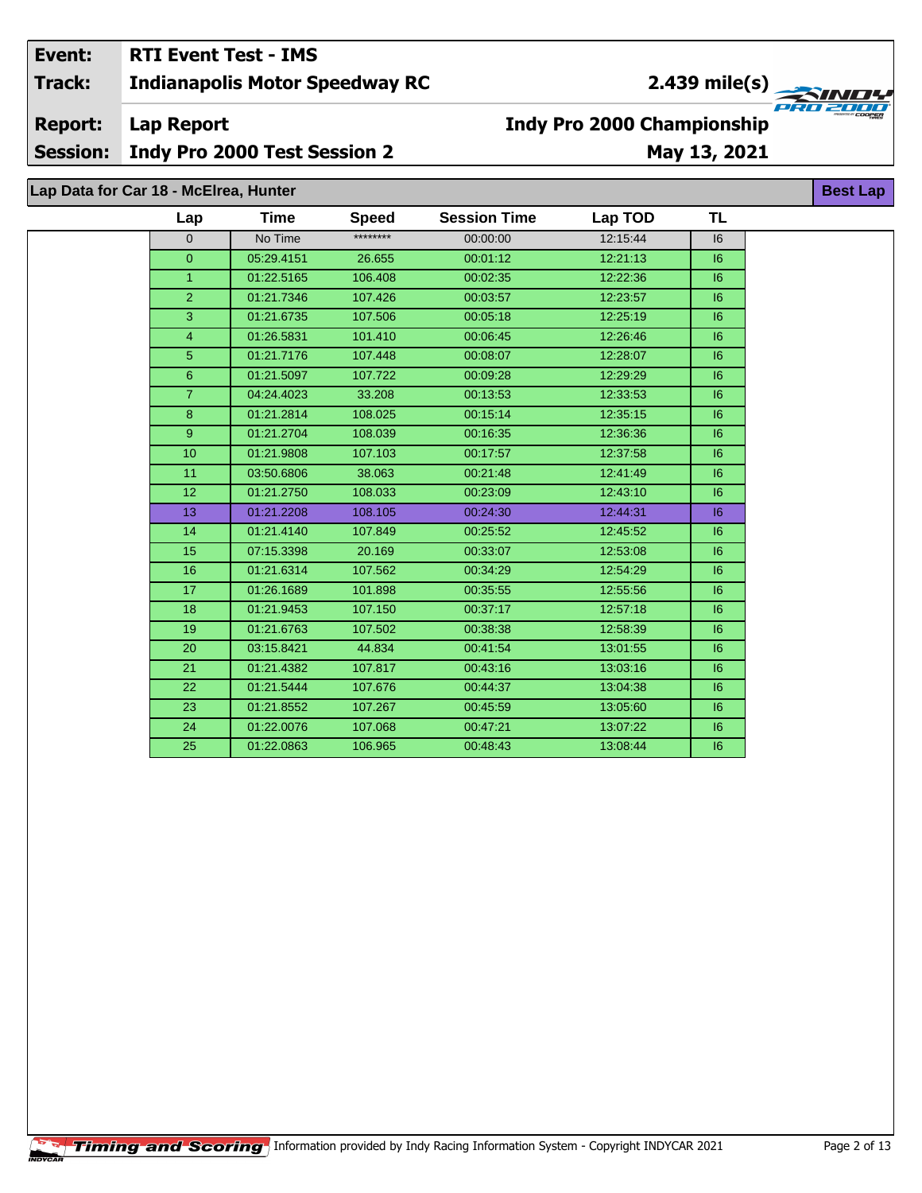| **Event:** | **RTI Event Test - IMS** | |
|---|---|---|
| **Track:** | **Indianapolis Motor Speedway RC** | **2.439 mile(s)** |
| **Report:** | **Lap Report** | **Indy Pro 2000 Championship** |
| **Session:** | **Indy Pro 2000 Test Session 2** | **May 13, 2021** |

## Lap Data for Car 18 - McElrea, Hunter

**Best Lap**

| Lap | Time | Speed | Session Time | Lap TOD | TL |
|---|---|---|---|---|---|
| 0 | No Time | ******** | 00:00:00 | 12:15:44 | I6 |
| 0 | 05:29.4151 | 26.655 | 00:01:12 | 12:21:13 | I6 |
| 1 | 01:22.5165 | 106.408 | 00:02:35 | 12:22:36 | I6 |
| 2 | 01:21.7346 | 107.426 | 00:03:57 | 12:23:57 | I6 |
| 3 | 01:21.6735 | 107.506 | 00:05:18 | 12:25:19 | I6 |
| 4 | 01:26.5831 | 101.410 | 00:06:45 | 12:26:46 | I6 |
| 5 | 01:21.7176 | 107.448 | 00:08:07 | 12:28:07 | I6 |
| 6 | 01:21.5097 | 107.722 | 00:09:28 | 12:29:29 | I6 |
| 7 | 04:24.4023 | 33.208 | 00:13:53 | 12:33:53 | I6 |
| 8 | 01:21.2814 | 108.025 | 00:15:14 | 12:35:15 | I6 |
| 9 | 01:21.2704 | 108.039 | 00:16:35 | 12:36:36 | I6 |
| 10 | 01:21.9808 | 107.103 | 00:17:57 | 12:37:58 | I6 |
| 11 | 03:50.6806 | 38.063 | 00:21:48 | 12:41:49 | I6 |
| 12 | 01:21.2750 | 108.033 | 00:23:09 | 12:43:10 | I6 |
| 13 | 01:21.2208 | 108.105 | 00:24:30 | 12:44:31 | I6 |
| 14 | 01:21.4140 | 107.849 | 00:25:52 | 12:45:52 | I6 |
| 15 | 07:15.3398 | 20.169 | 00:33:07 | 12:53:08 | I6 |
| 16 | 01:21.6314 | 107.562 | 00:34:29 | 12:54:29 | I6 |
| 17 | 01:26.1689 | 101.898 | 00:35:55 | 12:55:56 | I6 |
| 18 | 01:21.9453 | 107.150 | 00:37:17 | 12:57:18 | I6 |
| 19 | 01:21.6763 | 107.502 | 00:38:38 | 12:58:39 | I6 |
| 20 | 03:15.8421 | 44.834 | 00:41:54 | 13:01:55 | I6 |
| 21 | 01:21.4382 | 107.817 | 00:43:16 | 13:03:16 | I6 |
| 22 | 01:21.5444 | 107.676 | 00:44:37 | 13:04:38 | I6 |
| 23 | 01:21.8552 | 107.267 | 00:45:59 | 13:05:60 | I6 |
| 24 | 01:22.0076 | 107.068 | 00:47:21 | 13:07:22 | I6 |
| 25 | 01:22.0863 | 106.965 | 00:48:43 | 13:08:44 | I6 |

Timing and Scoring Information provided by Indy Racing Information System - Copyright INDYCAR 2021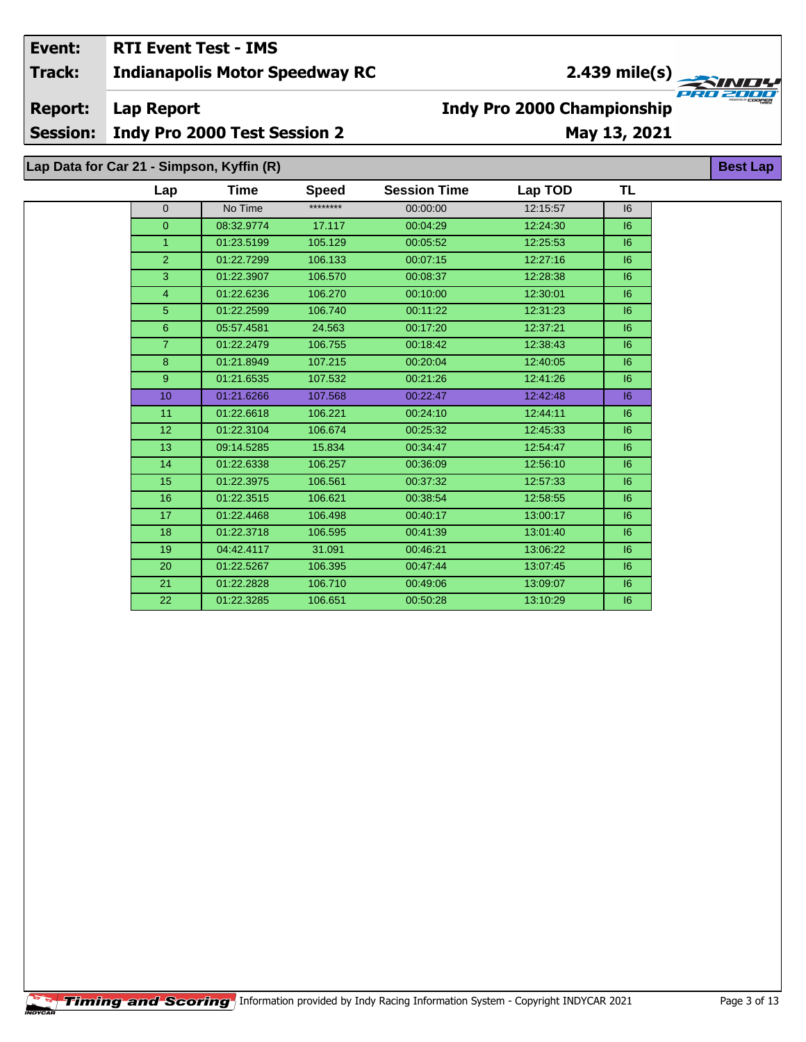| Event: | RTI Event Test - IMS | |
|---|---|---|
| Track: | Indianapolis Motor Speedway RC | 2.439 mile(s) |
| Report: | Lap Report | Indy Pro 2000 Championship |
| Session: | Indy Pro 2000 Test Session 2 | May 13, 2021 |

## Lap Data for Car 21 - Simpson, Kyffin (R)

Best Lap

| Lap | Time | Speed | Session Time | Lap TOD | TL |
|---|---|---|---|---|---|
| 0 | No Time | ******** | 00:00:00 | 12:15:57 | I6 |
| 0 | 08:32.9774 | 17.117 | 00:04:29 | 12:24:30 | I6 |
| 1 | 01:23.5199 | 105.129 | 00:05:52 | 12:25:53 | I6 |
| 2 | 01:22.7299 | 106.133 | 00:07:15 | 12:27:16 | I6 |
| 3 | 01:22.3907 | 106.570 | 00:08:37 | 12:28:38 | I6 |
| 4 | 01:22.6236 | 106.270 | 00:10:00 | 12:30:01 | I6 |
| 5 | 01:22.2599 | 106.740 | 00:11:22 | 12:31:23 | I6 |
| 6 | 05:57.4581 | 24.563 | 00:17:20 | 12:37:21 | I6 |
| 7 | 01:22.2479 | 106.755 | 00:18:42 | 12:38:43 | I6 |
| 8 | 01:21.8949 | 107.215 | 00:20:04 | 12:40:05 | I6 |
| 9 | 01:21.6535 | 107.532 | 00:21:26 | 12:41:26 | I6 |
| 10 | 01:21.6266 | 107.568 | 00:22:47 | 12:42:48 | I6 |
| 11 | 01:22.6618 | 106.221 | 00:24:10 | 12:44:11 | I6 |
| 12 | 01:22.3104 | 106.674 | 00:25:32 | 12:45:33 | I6 |
| 13 | 09:14.5285 | 15.834 | 00:34:47 | 12:54:47 | I6 |
| 14 | 01:22.6338 | 106.257 | 00:36:09 | 12:56:10 | I6 |
| 15 | 01:22.3975 | 106.561 | 00:37:32 | 12:57:33 | I6 |
| 16 | 01:22.3515 | 106.621 | 00:38:54 | 12:58:55 | I6 |
| 17 | 01:22.4468 | 106.498 | 00:40:17 | 13:00:17 | I6 |
| 18 | 01:22.3718 | 106.595 | 00:41:39 | 13:01:40 | I6 |
| 19 | 04:42.4117 | 31.091 | 00:46:21 | 13:06:22 | I6 |
| 20 | 01:22.5267 | 106.395 | 00:47:44 | 13:07:45 | I6 |
| 21 | 01:22.2828 | 106.710 | 00:49:06 | 13:09:07 | I6 |
| 22 | 01:22.3285 | 106.651 | 00:50:28 | 13:10:29 | I6 |

Timing and Scoring Information provided by Indy Racing Information System - Copyright INDYCAR 2021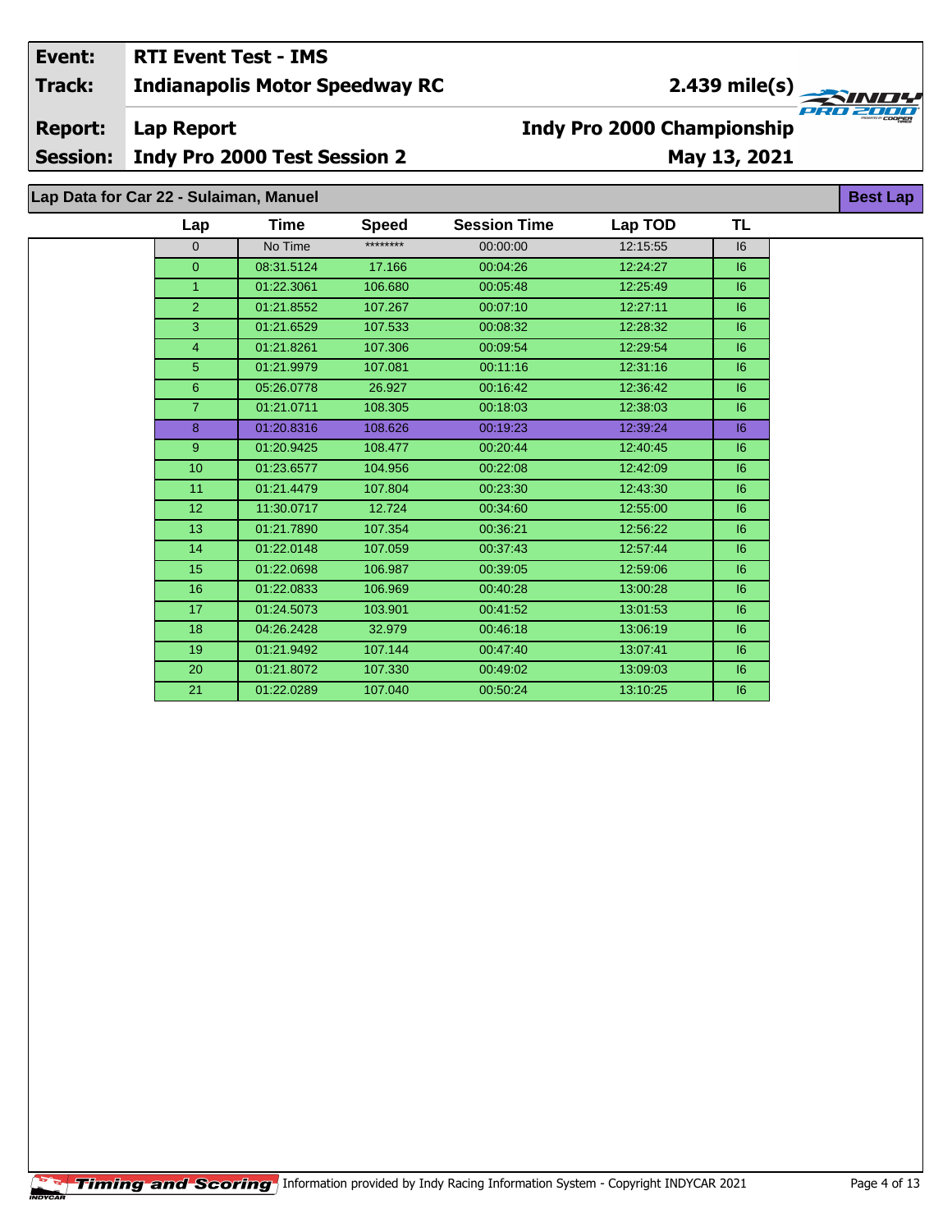| | |
|---|---|
| **Event:** | **RTI Event Test - IMS** |
| **Track:** | **Indianapolis Motor Speedway RC** — **2.439 mile(s)** |
| **Report:** | **Lap Report** — **Indy Pro 2000 Championship** |
| **Session:** | **Indy Pro 2000 Test Session 2** — **May 13, 2021** |

## Lap Data for Car 22 - Sulaiman, Manuel

Best Lap

| Lap | Time | Speed | Session Time | Lap TOD | TL |
|---|---|---|---|---|---|
| 0 | No Time | ******** | 00:00:00 | 12:15:55 | I6 |
| 0 | 08:31.5124 | 17.166 | 00:04:26 | 12:24:27 | I6 |
| 1 | 01:22.3061 | 106.680 | 00:05:48 | 12:25:49 | I6 |
| 2 | 01:21.8552 | 107.267 | 00:07:10 | 12:27:11 | I6 |
| 3 | 01:21.6529 | 107.533 | 00:08:32 | 12:28:32 | I6 |
| 4 | 01:21.8261 | 107.306 | 00:09:54 | 12:29:54 | I6 |
| 5 | 01:21.9979 | 107.081 | 00:11:16 | 12:31:16 | I6 |
| 6 | 05:26.0778 | 26.927 | 00:16:42 | 12:36:42 | I6 |
| 7 | 01:21.0711 | 108.305 | 00:18:03 | 12:38:03 | I6 |
| 8 | 01:20.8316 | 108.626 | 00:19:23 | 12:39:24 | I6 |
| 9 | 01:20.9425 | 108.477 | 00:20:44 | 12:40:45 | I6 |
| 10 | 01:23.6577 | 104.956 | 00:22:08 | 12:42:09 | I6 |
| 11 | 01:21.4479 | 107.804 | 00:23:30 | 12:43:30 | I6 |
| 12 | 11:30.0717 | 12.724 | 00:34:60 | 12:55:00 | I6 |
| 13 | 01:21.7890 | 107.354 | 00:36:21 | 12:56:22 | I6 |
| 14 | 01:22.0148 | 107.059 | 00:37:43 | 12:57:44 | I6 |
| 15 | 01:22.0698 | 106.987 | 00:39:05 | 12:59:06 | I6 |
| 16 | 01:22.0833 | 106.969 | 00:40:28 | 13:00:28 | I6 |
| 17 | 01:24.5073 | 103.901 | 00:41:52 | 13:01:53 | I6 |
| 18 | 04:26.2428 | 32.979 | 00:46:18 | 13:06:19 | I6 |
| 19 | 01:21.9492 | 107.144 | 00:47:40 | 13:07:41 | I6 |
| 20 | 01:21.8072 | 107.330 | 00:49:02 | 13:09:03 | I6 |
| 21 | 01:22.0289 | 107.040 | 00:50:24 | 13:10:25 | I6 |

Timing and Scoring — Information provided by Indy Racing Information System - Copyright INDYCAR 2021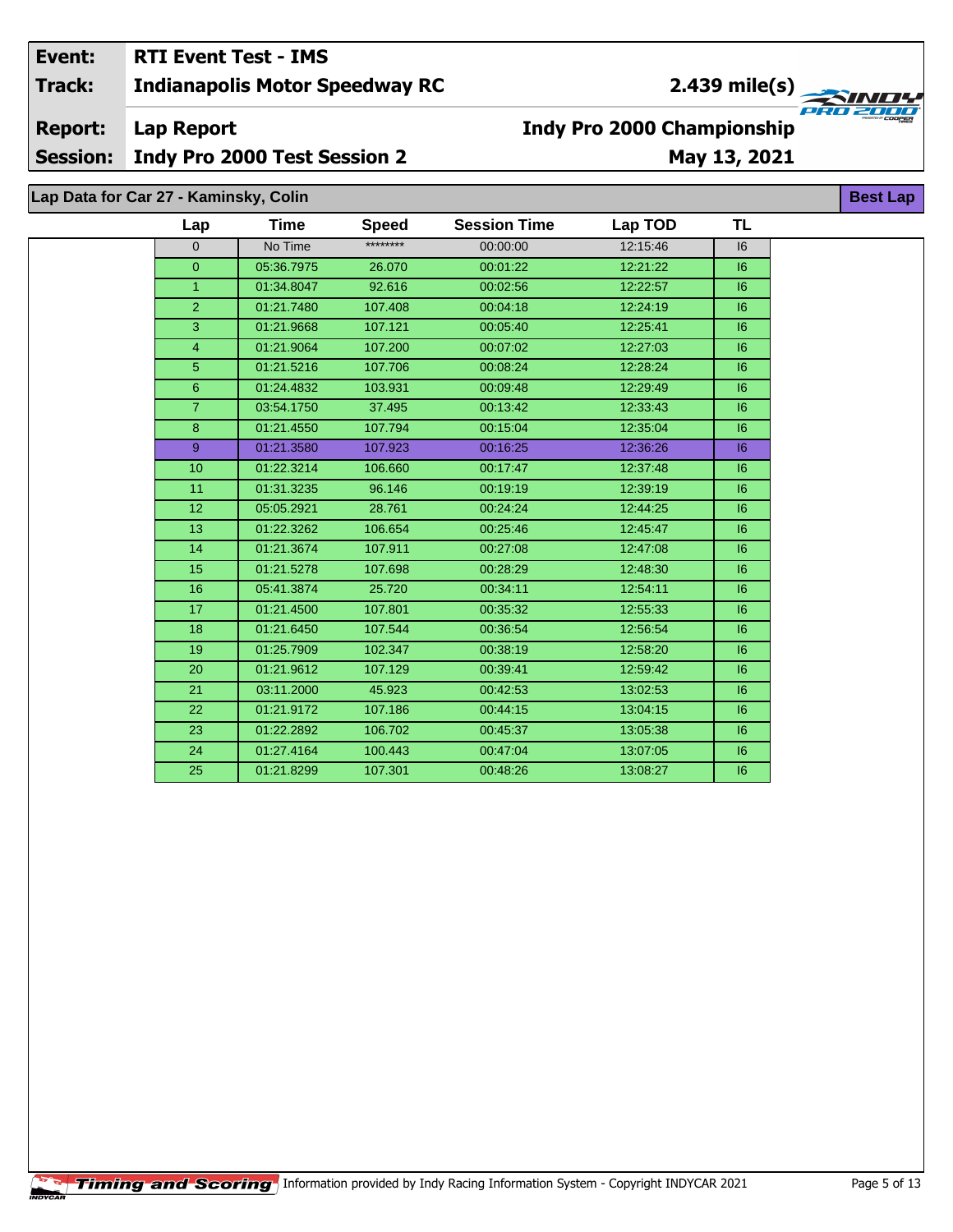| Event: | RTI Event Test - IMS | |
|---|---|---|
| Track: | Indianapolis Motor Speedway RC | 2.439 mile(s) |
| Report: | Lap Report | Indy Pro 2000 Championship |
| Session: | Indy Pro 2000 Test Session 2 | May 13, 2021 |

## Lap Data for Car 27 - Kaminsky, Colin

Best Lap

| Lap | Time | Speed | Session Time | Lap TOD | TL |
|---|---|---|---|---|---|
| 0 | No Time | ******** | 00:00:00 | 12:15:46 | I6 |
| 0 | 05:36.7975 | 26.070 | 00:01:22 | 12:21:22 | I6 |
| 1 | 01:34.8047 | 92.616 | 00:02:56 | 12:22:57 | I6 |
| 2 | 01:21.7480 | 107.408 | 00:04:18 | 12:24:19 | I6 |
| 3 | 01:21.9668 | 107.121 | 00:05:40 | 12:25:41 | I6 |
| 4 | 01:21.9064 | 107.200 | 00:07:02 | 12:27:03 | I6 |
| 5 | 01:21.5216 | 107.706 | 00:08:24 | 12:28:24 | I6 |
| 6 | 01:24.4832 | 103.931 | 00:09:48 | 12:29:49 | I6 |
| 7 | 03:54.1750 | 37.495 | 00:13:42 | 12:33:43 | I6 |
| 8 | 01:21.4550 | 107.794 | 00:15:04 | 12:35:04 | I6 |
| 9 | 01:21.3580 | 107.923 | 00:16:25 | 12:36:26 | I6 |
| 10 | 01:22.3214 | 106.660 | 00:17:47 | 12:37:48 | I6 |
| 11 | 01:31.3235 | 96.146 | 00:19:19 | 12:39:19 | I6 |
| 12 | 05:05.2921 | 28.761 | 00:24:24 | 12:44:25 | I6 |
| 13 | 01:22.3262 | 106.654 | 00:25:46 | 12:45:47 | I6 |
| 14 | 01:21.3674 | 107.911 | 00:27:08 | 12:47:08 | I6 |
| 15 | 01:21.5278 | 107.698 | 00:28:29 | 12:48:30 | I6 |
| 16 | 05:41.3874 | 25.720 | 00:34:11 | 12:54:11 | I6 |
| 17 | 01:21.4500 | 107.801 | 00:35:32 | 12:55:33 | I6 |
| 18 | 01:21.6450 | 107.544 | 00:36:54 | 12:56:54 | I6 |
| 19 | 01:25.7909 | 102.347 | 00:38:19 | 12:58:20 | I6 |
| 20 | 01:21.9612 | 107.129 | 00:39:41 | 12:59:42 | I6 |
| 21 | 03:11.2000 | 45.923 | 00:42:53 | 13:02:53 | I6 |
| 22 | 01:21.9172 | 107.186 | 00:44:15 | 13:04:15 | I6 |
| 23 | 01:22.2892 | 106.702 | 00:45:37 | 13:05:38 | I6 |
| 24 | 01:27.4164 | 100.443 | 00:47:04 | 13:07:05 | I6 |
| 25 | 01:21.8299 | 107.301 | 00:48:26 | 13:08:27 | I6 |

Timing and Scoring Information provided by Indy Racing Information System - Copyright INDYCAR 2021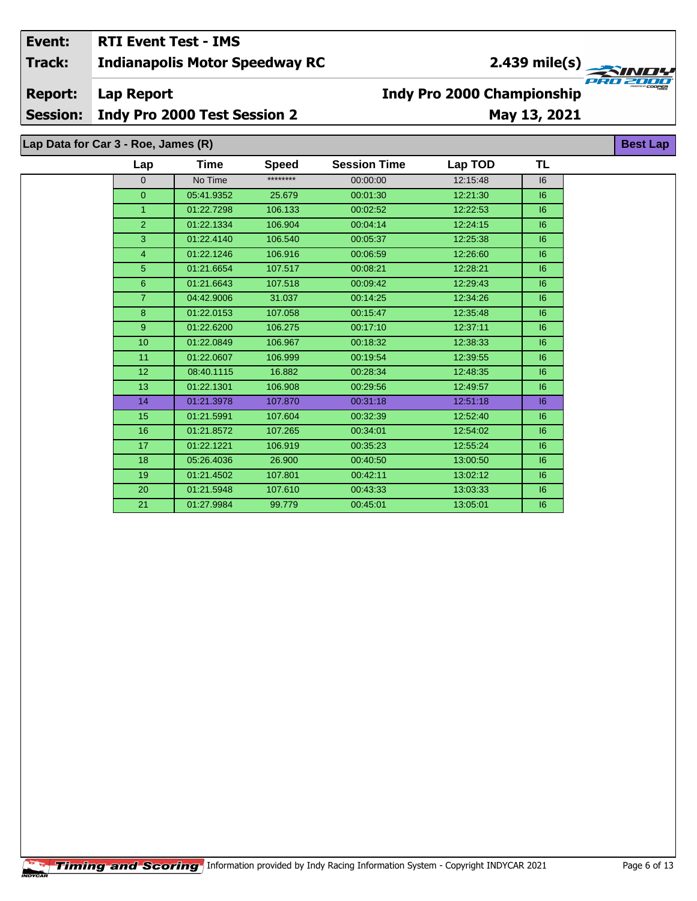| Event: | RTI Event Test - IMS | |
|---|---|---|
| Track: | Indianapolis Motor Speedway RC | 2.439 mile(s) |
| Report: | Lap Report | Indy Pro 2000 Championship |
| Session: | Indy Pro 2000 Test Session 2 | May 13, 2021 |

## Lap Data for Car 3 - Roe, James (R)

**Best Lap**

| Lap | Time | Speed | Session Time | Lap TOD | TL |
|---|---|---|---|---|---|
| 0 | No Time | ******** | 00:00:00 | 12:15:48 | I6 |
| 0 | 05:41.9352 | 25.679 | 00:01:30 | 12:21:30 | I6 |
| 1 | 01:22.7298 | 106.133 | 00:02:52 | 12:22:53 | I6 |
| 2 | 01:22.1334 | 106.904 | 00:04:14 | 12:24:15 | I6 |
| 3 | 01:22.4140 | 106.540 | 00:05:37 | 12:25:38 | I6 |
| 4 | 01:22.1246 | 106.916 | 00:06:59 | 12:26:60 | I6 |
| 5 | 01:21.6654 | 107.517 | 00:08:21 | 12:28:21 | I6 |
| 6 | 01:21.6643 | 107.518 | 00:09:42 | 12:29:43 | I6 |
| 7 | 04:42.9006 | 31.037 | 00:14:25 | 12:34:26 | I6 |
| 8 | 01:22.0153 | 107.058 | 00:15:47 | 12:35:48 | I6 |
| 9 | 01:22.6200 | 106.275 | 00:17:10 | 12:37:11 | I6 |
| 10 | 01:22.0849 | 106.967 | 00:18:32 | 12:38:33 | I6 |
| 11 | 01:22.0607 | 106.999 | 00:19:54 | 12:39:55 | I6 |
| 12 | 08:40.1115 | 16.882 | 00:28:34 | 12:48:35 | I6 |
| 13 | 01:22.1301 | 106.908 | 00:29:56 | 12:49:57 | I6 |
| 14 | 01:21.3978 | 107.870 | 00:31:18 | 12:51:18 | I6 |
| 15 | 01:21.5991 | 107.604 | 00:32:39 | 12:52:40 | I6 |
| 16 | 01:21.8572 | 107.265 | 00:34:01 | 12:54:02 | I6 |
| 17 | 01:22.1221 | 106.919 | 00:35:23 | 12:55:24 | I6 |
| 18 | 05:26.4036 | 26.900 | 00:40:50 | 13:00:50 | I6 |
| 19 | 01:21.4502 | 107.801 | 00:42:11 | 13:02:12 | I6 |
| 20 | 01:21.5948 | 107.610 | 00:43:33 | 13:03:33 | I6 |
| 21 | 01:27.9984 | 99.779 | 00:45:01 | 13:05:01 | I6 |

Timing and Scoring Information provided by Indy Racing Information System - Copyright INDYCAR 2021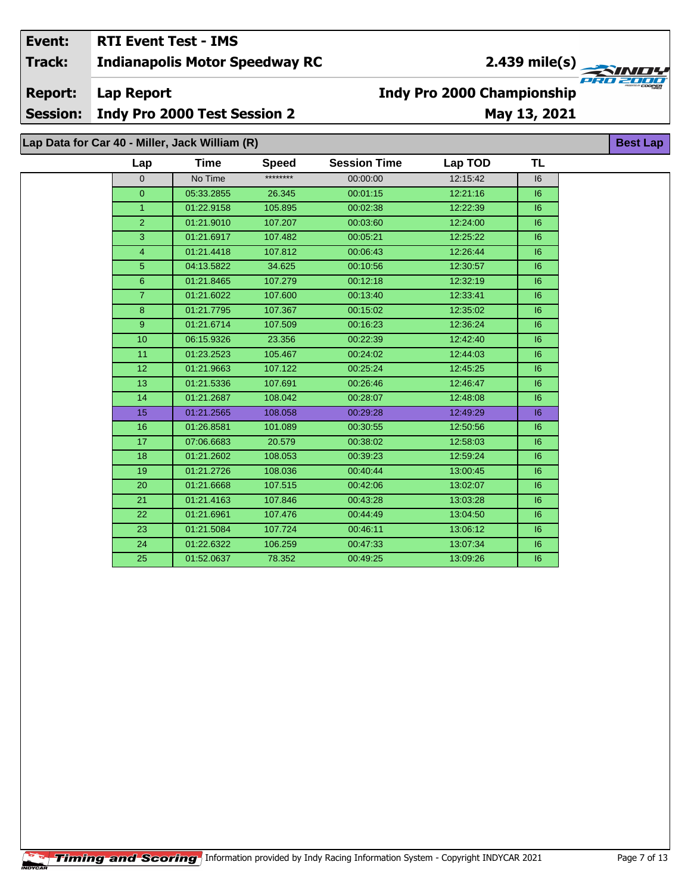| Event: | RTI Event Test - IMS | |
|---|---|---|
| Track: | Indianapolis Motor Speedway RC | 2.439 mile(s) |
| Report: | Lap Report | Indy Pro 2000 Championship |
| Session: | Indy Pro 2000 Test Session 2 | May 13, 2021 |

## Lap Data for Car 40 - Miller, Jack William (R)

**Best Lap**

| Lap | Time | Speed | Session Time | Lap TOD | TL |
|---|---|---|---|---|---|
| 0 | No Time | ******** | 00:00:00 | 12:15:42 | I6 |
| 0 | 05:33.2855 | 26.345 | 00:01:15 | 12:21:16 | I6 |
| 1 | 01:22.9158 | 105.895 | 00:02:38 | 12:22:39 | I6 |
| 2 | 01:21.9010 | 107.207 | 00:03:60 | 12:24:00 | I6 |
| 3 | 01:21.6917 | 107.482 | 00:05:21 | 12:25:22 | I6 |
| 4 | 01:21.4418 | 107.812 | 00:06:43 | 12:26:44 | I6 |
| 5 | 04:13.5822 | 34.625 | 00:10:56 | 12:30:57 | I6 |
| 6 | 01:21.8465 | 107.279 | 00:12:18 | 12:32:19 | I6 |
| 7 | 01:21.6022 | 107.600 | 00:13:40 | 12:33:41 | I6 |
| 8 | 01:21.7795 | 107.367 | 00:15:02 | 12:35:02 | I6 |
| 9 | 01:21.6714 | 107.509 | 00:16:23 | 12:36:24 | I6 |
| 10 | 06:15.9326 | 23.356 | 00:22:39 | 12:42:40 | I6 |
| 11 | 01:23.2523 | 105.467 | 00:24:02 | 12:44:03 | I6 |
| 12 | 01:21.9663 | 107.122 | 00:25:24 | 12:45:25 | I6 |
| 13 | 01:21.5336 | 107.691 | 00:26:46 | 12:46:47 | I6 |
| 14 | 01:21.2687 | 108.042 | 00:28:07 | 12:48:08 | I6 |
| 15 | 01:21.2565 | 108.058 | 00:29:28 | 12:49:29 | I6 |
| 16 | 01:26.8581 | 101.089 | 00:30:55 | 12:50:56 | I6 |
| 17 | 07:06.6683 | 20.579 | 00:38:02 | 12:58:03 | I6 |
| 18 | 01:21.2602 | 108.053 | 00:39:23 | 12:59:24 | I6 |
| 19 | 01:21.2726 | 108.036 | 00:40:44 | 13:00:45 | I6 |
| 20 | 01:21.6668 | 107.515 | 00:42:06 | 13:02:07 | I6 |
| 21 | 01:21.4163 | 107.846 | 00:43:28 | 13:03:28 | I6 |
| 22 | 01:21.6961 | 107.476 | 00:44:49 | 13:04:50 | I6 |
| 23 | 01:21.5084 | 107.724 | 00:46:11 | 13:06:12 | I6 |
| 24 | 01:22.6322 | 106.259 | 00:47:33 | 13:07:34 | I6 |
| 25 | 01:52.0637 | 78.352 | 00:49:25 | 13:09:26 | I6 |

Timing and Scoring — Information provided by Indy Racing Information System - Copyright INDYCAR 2021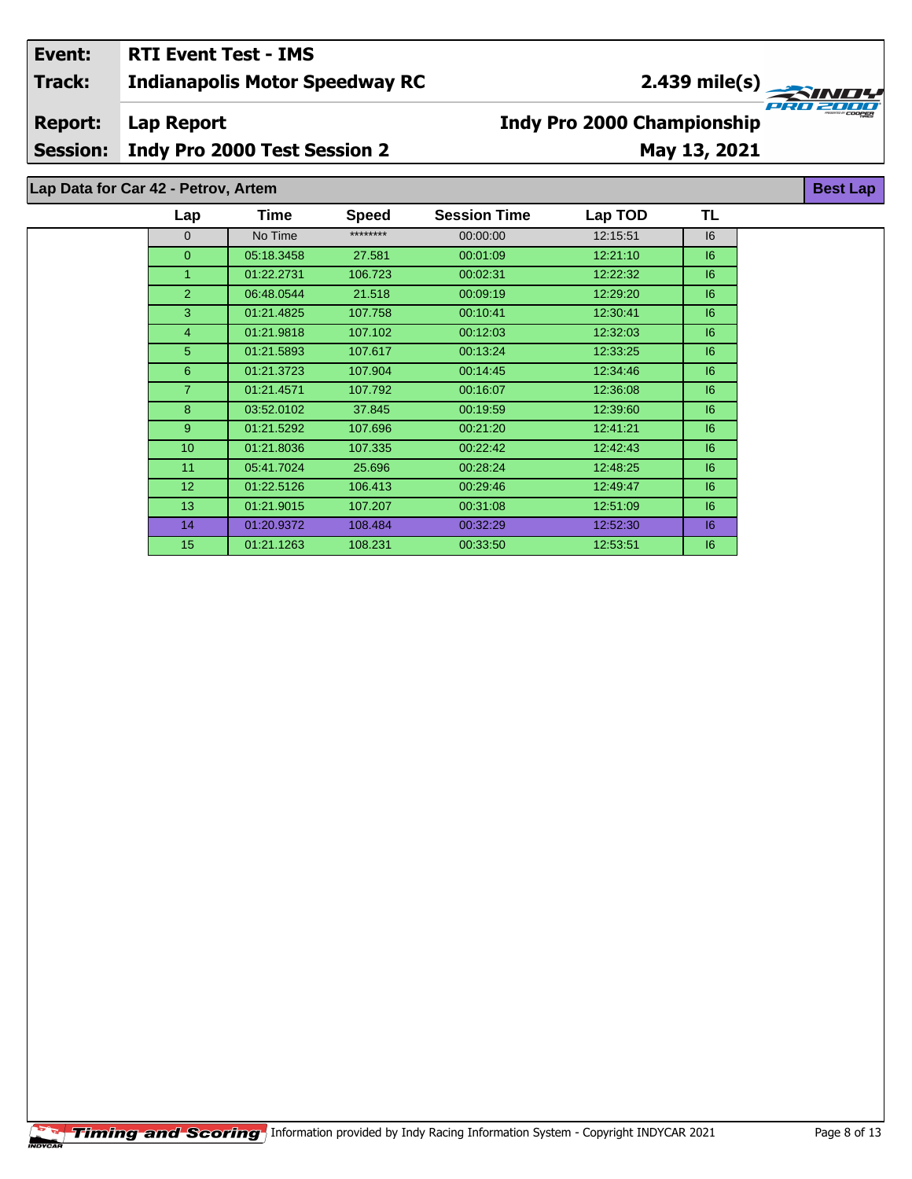| Event: | RTI Event Test - IMS | |
|---|---|---|
| Track: | Indianapolis Motor Speedway RC | 2.439 mile(s) |
| Report: | Lap Report | Indy Pro 2000 Championship |
| Session: | Indy Pro 2000 Test Session 2 | May 13, 2021 |

## Lap Data for Car 42 - Petrov, Artem

**Best Lap**

| Lap | Time | Speed | Session Time | Lap TOD | TL |
|---|---|---|---|---|---|
| 0 | No Time | ******** | 00:00:00 | 12:15:51 | I6 |
| 0 | 05:18.3458 | 27.581 | 00:01:09 | 12:21:10 | I6 |
| 1 | 01:22.2731 | 106.723 | 00:02:31 | 12:22:32 | I6 |
| 2 | 06:48.0544 | 21.518 | 00:09:19 | 12:29:20 | I6 |
| 3 | 01:21.4825 | 107.758 | 00:10:41 | 12:30:41 | I6 |
| 4 | 01:21.9818 | 107.102 | 00:12:03 | 12:32:03 | I6 |
| 5 | 01:21.5893 | 107.617 | 00:13:24 | 12:33:25 | I6 |
| 6 | 01:21.3723 | 107.904 | 00:14:45 | 12:34:46 | I6 |
| 7 | 01:21.4571 | 107.792 | 00:16:07 | 12:36:08 | I6 |
| 8 | 03:52.0102 | 37.845 | 00:19:59 | 12:39:60 | I6 |
| 9 | 01:21.5292 | 107.696 | 00:21:20 | 12:41:21 | I6 |
| 10 | 01:21.8036 | 107.335 | 00:22:42 | 12:42:43 | I6 |
| 11 | 05:41.7024 | 25.696 | 00:28:24 | 12:48:25 | I6 |
| 12 | 01:22.5126 | 106.413 | 00:29:46 | 12:49:47 | I6 |
| 13 | 01:21.9015 | 107.207 | 00:31:08 | 12:51:09 | I6 |
| 14 | 01:20.9372 | 108.484 | 00:32:29 | 12:52:30 | I6 |
| 15 | 01:21.1263 | 108.231 | 00:33:50 | 12:53:51 | I6 |

Timing and Scoring Information provided by Indy Racing Information System - Copyright INDYCAR 2021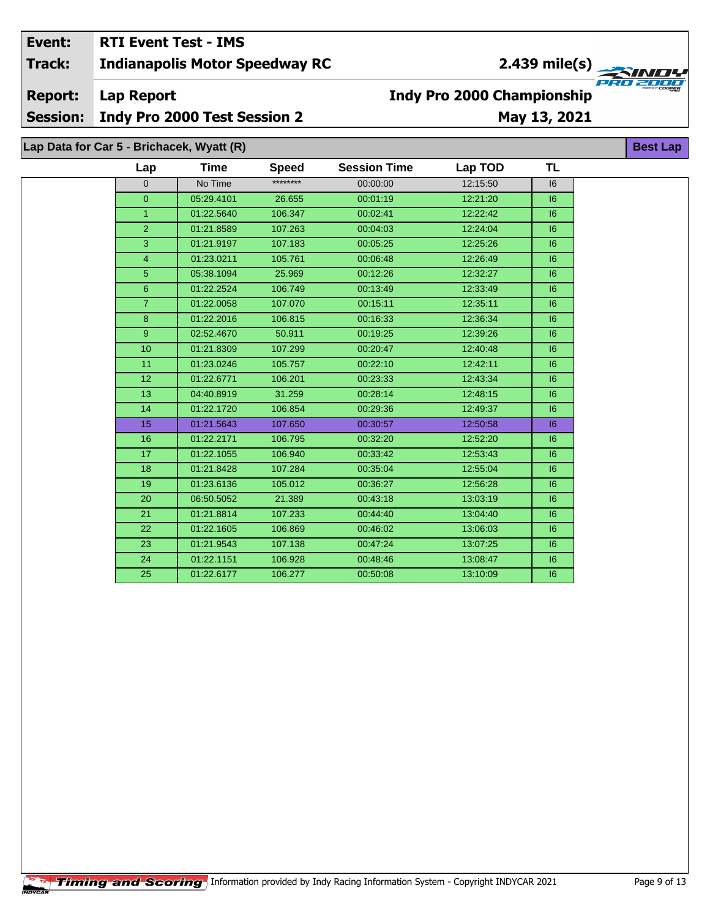| Event: | RTI Event Test - IMS | |
|---|---|---|
| Track: | Indianapolis Motor Speedway RC | 2.439 mile(s) |
| Report: | Lap Report | Indy Pro 2000 Championship |
| Session: | Indy Pro 2000 Test Session 2 | May 13, 2021 |

## Lap Data for Car 5 - Brichacek, Wyatt (R)

**Best Lap**

| Lap | Time | Speed | Session Time | Lap TOD | TL |
|---|---|---|---|---|---|
| 0 | No Time | ******** | 00:00:00 | 12:15:50 | I6 |
| 0 | 05:29.4101 | 26.655 | 00:01:19 | 12:21:20 | I6 |
| 1 | 01:22.5640 | 106.347 | 00:02:41 | 12:22:42 | I6 |
| 2 | 01:21.8589 | 107.263 | 00:04:03 | 12:24:04 | I6 |
| 3 | 01:21.9197 | 107.183 | 00:05:25 | 12:25:26 | I6 |
| 4 | 01:23.0211 | 105.761 | 00:06:48 | 12:26:49 | I6 |
| 5 | 05:38.1094 | 25.969 | 00:12:26 | 12:32:27 | I6 |
| 6 | 01:22.2524 | 106.749 | 00:13:49 | 12:33:49 | I6 |
| 7 | 01:22.0058 | 107.070 | 00:15:11 | 12:35:11 | I6 |
| 8 | 01:22.2016 | 106.815 | 00:16:33 | 12:36:34 | I6 |
| 9 | 02:52.4670 | 50.911 | 00:19:25 | 12:39:26 | I6 |
| 10 | 01:21.8309 | 107.299 | 00:20:47 | 12:40:48 | I6 |
| 11 | 01:23.0246 | 105.757 | 00:22:10 | 12:42:11 | I6 |
| 12 | 01:22.6771 | 106.201 | 00:23:33 | 12:43:34 | I6 |
| 13 | 04:40.8919 | 31.259 | 00:28:14 | 12:48:15 | I6 |
| 14 | 01:22.1720 | 106.854 | 00:29:36 | 12:49:37 | I6 |
| 15 | 01:21.5643 | 107.650 | 00:30:57 | 12:50:58 | I6 |
| 16 | 01:22.2171 | 106.795 | 00:32:20 | 12:52:20 | I6 |
| 17 | 01:22.1055 | 106.940 | 00:33:42 | 12:53:43 | I6 |
| 18 | 01:21.8428 | 107.284 | 00:35:04 | 12:55:04 | I6 |
| 19 | 01:23.6136 | 105.012 | 00:36:27 | 12:56:28 | I6 |
| 20 | 06:50.5052 | 21.389 | 00:43:18 | 13:03:19 | I6 |
| 21 | 01:21.8814 | 107.233 | 00:44:40 | 13:04:40 | I6 |
| 22 | 01:22.1605 | 106.869 | 00:46:02 | 13:06:03 | I6 |
| 23 | 01:21.9543 | 107.138 | 00:47:24 | 13:07:25 | I6 |
| 24 | 01:22.1151 | 106.928 | 00:48:46 | 13:08:47 | I6 |
| 25 | 01:22.6177 | 106.277 | 00:50:08 | 13:10:09 | I6 |

Timing and Scoring Information provided by Indy Racing Information System - Copyright INDYCAR 2021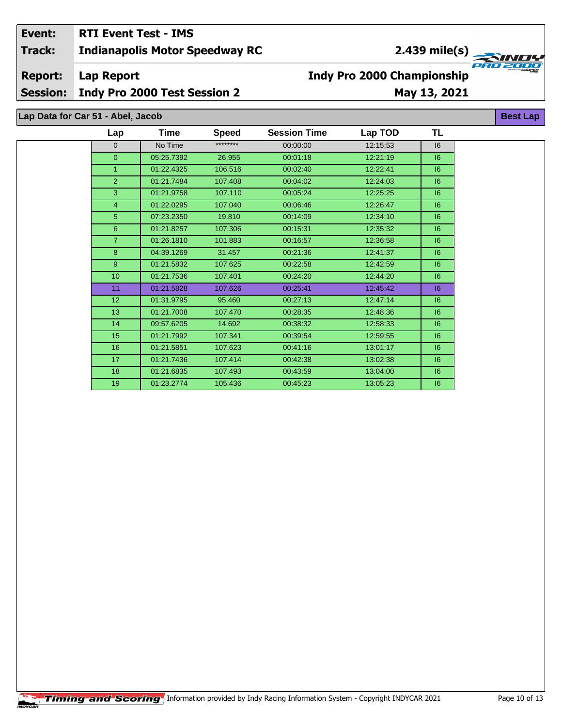| Event: | RTI Event Test - IMS | |
|---|---|---|
| Track: | Indianapolis Motor Speedway RC | 2.439 mile(s) |
| Report: | Lap Report | Indy Pro 2000 Championship |
| Session: | Indy Pro 2000 Test Session 2 | May 13, 2021 |

## Lap Data for Car 51 - Abel, Jacob

**Best Lap**

| Lap | Time | Speed | Session Time | Lap TOD | TL |
|---|---|---|---|---|---|
| 0 | No Time | ******** | 00:00:00 | 12:15:53 | I6 |
| 0 | 05:25.7392 | 26.955 | 00:01:18 | 12:21:19 | I6 |
| 1 | 01:22.4325 | 106.516 | 00:02:40 | 12:22:41 | I6 |
| 2 | 01:21.7484 | 107.408 | 00:04:02 | 12:24:03 | I6 |
| 3 | 01:21.9758 | 107.110 | 00:05:24 | 12:25:25 | I6 |
| 4 | 01:22.0295 | 107.040 | 00:06:46 | 12:26:47 | I6 |
| 5 | 07:23.2350 | 19.810 | 00:14:09 | 12:34:10 | I6 |
| 6 | 01:21.8257 | 107.306 | 00:15:31 | 12:35:32 | I6 |
| 7 | 01:26.1810 | 101.883 | 00:16:57 | 12:36:58 | I6 |
| 8 | 04:39.1269 | 31.457 | 00:21:36 | 12:41:37 | I6 |
| 9 | 01:21.5832 | 107.625 | 00:22:58 | 12:42:59 | I6 |
| 10 | 01:21.7536 | 107.401 | 00:24:20 | 12:44:20 | I6 |
| 11 | 01:21.5828 | 107.626 | 00:25:41 | 12:45:42 | I6 |
| 12 | 01:31.9795 | 95.460 | 00:27:13 | 12:47:14 | I6 |
| 13 | 01:21.7008 | 107.470 | 00:28:35 | 12:48:36 | I6 |
| 14 | 09:57.6205 | 14.692 | 00:38:32 | 12:58:33 | I6 |
| 15 | 01:21.7992 | 107.341 | 00:39:54 | 12:59:55 | I6 |
| 16 | 01:21.5851 | 107.623 | 00:41:16 | 13:01:17 | I6 |
| 17 | 01:21.7436 | 107.414 | 00:42:38 | 13:02:38 | I6 |
| 18 | 01:21.6835 | 107.493 | 00:43:59 | 13:04:00 | I6 |
| 19 | 01:23.2774 | 105.436 | 00:45:23 | 13:05:23 | I6 |

Timing and Scoring — Information provided by Indy Racing Information System - Copyright INDYCAR 2021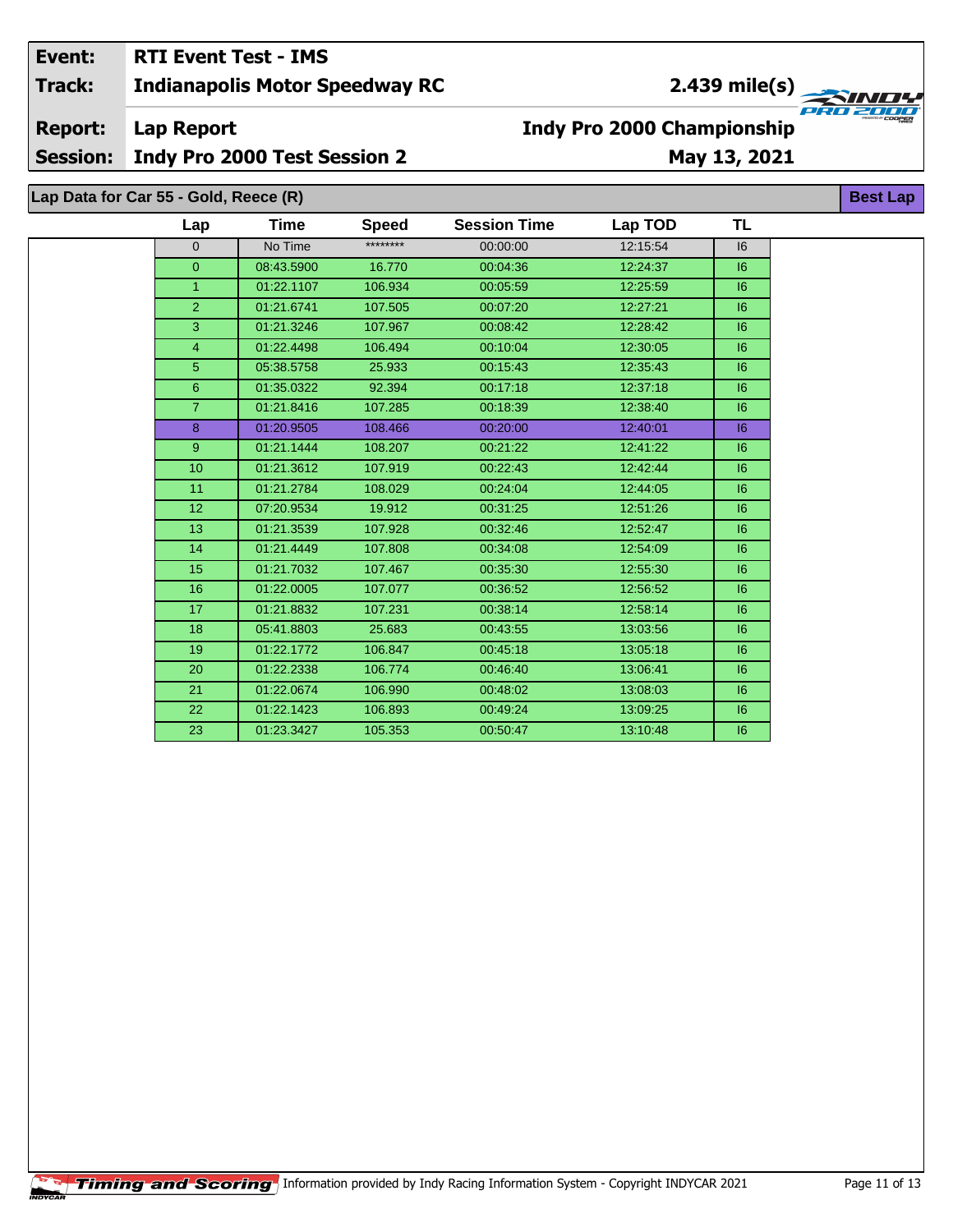| Event: | RTI Event Test - IMS | |
|---|---|---|
| Track: | Indianapolis Motor Speedway RC | 2.439 mile(s) |
| Report: | Lap Report | Indy Pro 2000 Championship |
| Session: | Indy Pro 2000 Test Session 2 | May 13, 2021 |

**Lap Data for Car 55 - Gold, Reece (R)** — Best Lap

| Lap | Time | Speed | Session Time | Lap TOD | TL |
|---|---|---|---|---|---|
| 0 | No Time | ******** | 00:00:00 | 12:15:54 | I6 |
| 0 | 08:43.5900 | 16.770 | 00:04:36 | 12:24:37 | I6 |
| 1 | 01:22.1107 | 106.934 | 00:05:59 | 12:25:59 | I6 |
| 2 | 01:21.6741 | 107.505 | 00:07:20 | 12:27:21 | I6 |
| 3 | 01:21.3246 | 107.967 | 00:08:42 | 12:28:42 | I6 |
| 4 | 01:22.4498 | 106.494 | 00:10:04 | 12:30:05 | I6 |
| 5 | 05:38.5758 | 25.933 | 00:15:43 | 12:35:43 | I6 |
| 6 | 01:35.0322 | 92.394 | 00:17:18 | 12:37:18 | I6 |
| 7 | 01:21.8416 | 107.285 | 00:18:39 | 12:38:40 | I6 |
| 8 | 01:20.9505 | 108.466 | 00:20:00 | 12:40:01 | I6 |
| 9 | 01:21.1444 | 108.207 | 00:21:22 | 12:41:22 | I6 |
| 10 | 01:21.3612 | 107.919 | 00:22:43 | 12:42:44 | I6 |
| 11 | 01:21.2784 | 108.029 | 00:24:04 | 12:44:05 | I6 |
| 12 | 07:20.9534 | 19.912 | 00:31:25 | 12:51:26 | I6 |
| 13 | 01:21.3539 | 107.928 | 00:32:46 | 12:52:47 | I6 |
| 14 | 01:21.4449 | 107.808 | 00:34:08 | 12:54:09 | I6 |
| 15 | 01:21.7032 | 107.467 | 00:35:30 | 12:55:30 | I6 |
| 16 | 01:22.0005 | 107.077 | 00:36:52 | 12:56:52 | I6 |
| 17 | 01:21.8832 | 107.231 | 00:38:14 | 12:58:14 | I6 |
| 18 | 05:41.8803 | 25.683 | 00:43:55 | 13:03:56 | I6 |
| 19 | 01:22.1772 | 106.847 | 00:45:18 | 13:05:18 | I6 |
| 20 | 01:22.2338 | 106.774 | 00:46:40 | 13:06:41 | I6 |
| 21 | 01:22.0674 | 106.990 | 00:48:02 | 13:08:03 | I6 |
| 22 | 01:22.1423 | 106.893 | 00:49:24 | 13:09:25 | I6 |
| 23 | 01:23.3427 | 105.353 | 00:50:47 | 13:10:48 | I6 |

Timing and Scoring — Information provided by Indy Racing Information System - Copyright INDYCAR 2021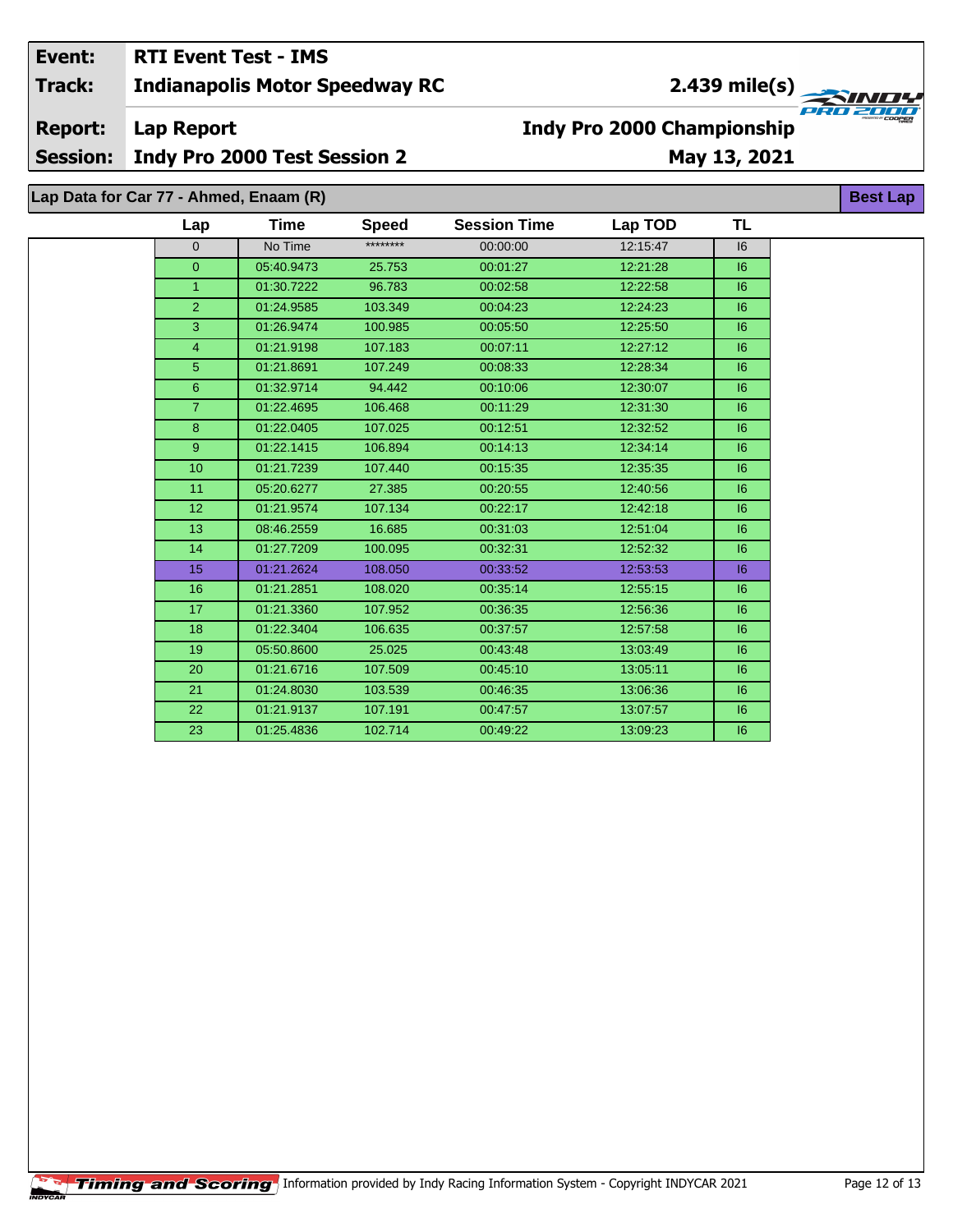| Event: | RTI Event Test - IMS | |
|---|---|---|
| Track: | Indianapolis Motor Speedway RC | 2.439 mile(s) |
| Report: | Lap Report | Indy Pro 2000 Championship |
| Session: | Indy Pro 2000 Test Session 2 | May 13, 2021 |

## Lap Data for Car 77 - Ahmed, Enaam (R)

Best Lap

| Lap | Time | Speed | Session Time | Lap TOD | TL |
|---|---|---|---|---|---|
| 0 | No Time | ******** | 00:00:00 | 12:15:47 | I6 |
| 0 | 05:40.9473 | 25.753 | 00:01:27 | 12:21:28 | I6 |
| 1 | 01:30.7222 | 96.783 | 00:02:58 | 12:22:58 | I6 |
| 2 | 01:24.9585 | 103.349 | 00:04:23 | 12:24:23 | I6 |
| 3 | 01:26.9474 | 100.985 | 00:05:50 | 12:25:50 | I6 |
| 4 | 01:21.9198 | 107.183 | 00:07:11 | 12:27:12 | I6 |
| 5 | 01:21.8691 | 107.249 | 00:08:33 | 12:28:34 | I6 |
| 6 | 01:32.9714 | 94.442 | 00:10:06 | 12:30:07 | I6 |
| 7 | 01:22.4695 | 106.468 | 00:11:29 | 12:31:30 | I6 |
| 8 | 01:22.0405 | 107.025 | 00:12:51 | 12:32:52 | I6 |
| 9 | 01:22.1415 | 106.894 | 00:14:13 | 12:34:14 | I6 |
| 10 | 01:21.7239 | 107.440 | 00:15:35 | 12:35:35 | I6 |
| 11 | 05:20.6277 | 27.385 | 00:20:55 | 12:40:56 | I6 |
| 12 | 01:21.9574 | 107.134 | 00:22:17 | 12:42:18 | I6 |
| 13 | 08:46.2559 | 16.685 | 00:31:03 | 12:51:04 | I6 |
| 14 | 01:27.7209 | 100.095 | 00:32:31 | 12:52:32 | I6 |
| 15 | 01:21.2624 | 108.050 | 00:33:52 | 12:53:53 | I6 |
| 16 | 01:21.2851 | 108.020 | 00:35:14 | 12:55:15 | I6 |
| 17 | 01:21.3360 | 107.952 | 00:36:35 | 12:56:36 | I6 |
| 18 | 01:22.3404 | 106.635 | 00:37:57 | 12:57:58 | I6 |
| 19 | 05:50.8600 | 25.025 | 00:43:48 | 13:03:49 | I6 |
| 20 | 01:21.6716 | 107.509 | 00:45:10 | 13:05:11 | I6 |
| 21 | 01:24.8030 | 103.539 | 00:46:35 | 13:06:36 | I6 |
| 22 | 01:21.9137 | 107.191 | 00:47:57 | 13:07:57 | I6 |
| 23 | 01:25.4836 | 102.714 | 00:49:22 | 13:09:23 | I6 |

Timing and Scoring Information provided by Indy Racing Information System - Copyright INDYCAR 2021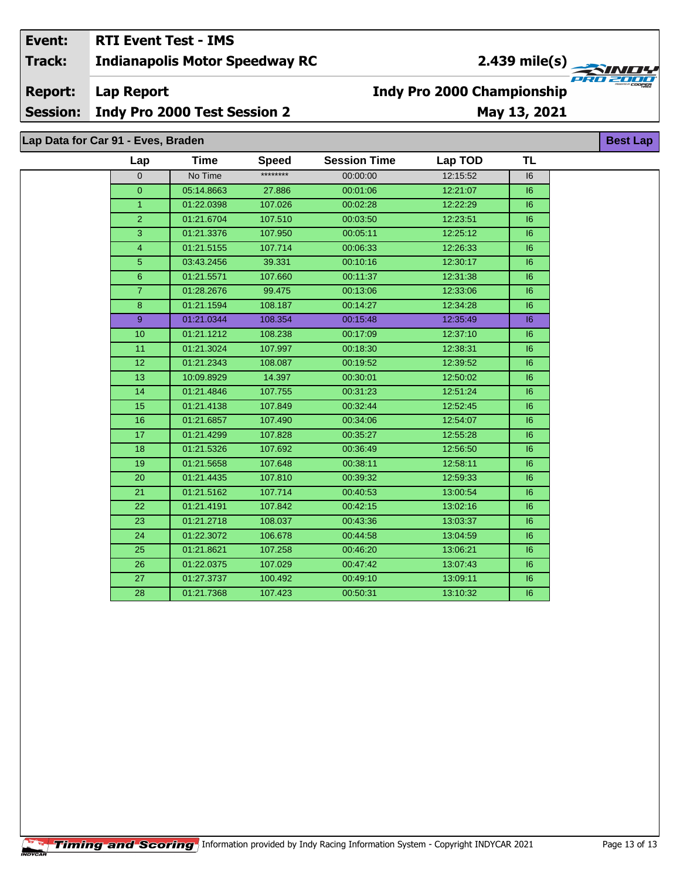| | | | |
|---|---|---|---|
| **Event:** | **RTI Event Test - IMS** | | |
| **Track:** | **Indianapolis Motor Speedway RC** | **2.439 mile(s)** | |
| **Report:** | **Lap Report** | **Indy Pro 2000 Championship** | |
| **Session:** | **Indy Pro 2000 Test Session 2** | **May 13, 2021** | |

## Lap Data for Car 91 - Eves, Braden

**Best Lap**

| Lap | Time | Speed | Session Time | Lap TOD | TL |
|---|---|---|---|---|---|
| 0 | No Time | ******** | 00:00:00 | 12:15:52 | I6 |
| 0 | 05:14.8663 | 27.886 | 00:01:06 | 12:21:07 | I6 |
| 1 | 01:22.0398 | 107.026 | 00:02:28 | 12:22:29 | I6 |
| 2 | 01:21.6704 | 107.510 | 00:03:50 | 12:23:51 | I6 |
| 3 | 01:21.3376 | 107.950 | 00:05:11 | 12:25:12 | I6 |
| 4 | 01:21.5155 | 107.714 | 00:06:33 | 12:26:33 | I6 |
| 5 | 03:43.2456 | 39.331 | 00:10:16 | 12:30:17 | I6 |
| 6 | 01:21.5571 | 107.660 | 00:11:37 | 12:31:38 | I6 |
| 7 | 01:28.2676 | 99.475 | 00:13:06 | 12:33:06 | I6 |
| 8 | 01:21.1594 | 108.187 | 00:14:27 | 12:34:28 | I6 |
| 9 | 01:21.0344 | 108.354 | 00:15:48 | 12:35:49 | I6 |
| 10 | 01:21.1212 | 108.238 | 00:17:09 | 12:37:10 | I6 |
| 11 | 01:21.3024 | 107.997 | 00:18:30 | 12:38:31 | I6 |
| 12 | 01:21.2343 | 108.087 | 00:19:52 | 12:39:52 | I6 |
| 13 | 10:09.8929 | 14.397 | 00:30:01 | 12:50:02 | I6 |
| 14 | 01:21.4846 | 107.755 | 00:31:23 | 12:51:24 | I6 |
| 15 | 01:21.4138 | 107.849 | 00:32:44 | 12:52:45 | I6 |
| 16 | 01:21.6857 | 107.490 | 00:34:06 | 12:54:07 | I6 |
| 17 | 01:21.4299 | 107.828 | 00:35:27 | 12:55:28 | I6 |
| 18 | 01:21.5326 | 107.692 | 00:36:49 | 12:56:50 | I6 |
| 19 | 01:21.5658 | 107.648 | 00:38:11 | 12:58:11 | I6 |
| 20 | 01:21.4435 | 107.810 | 00:39:32 | 12:59:33 | I6 |
| 21 | 01:21.5162 | 107.714 | 00:40:53 | 13:00:54 | I6 |
| 22 | 01:21.4191 | 107.842 | 00:42:15 | 13:02:16 | I6 |
| 23 | 01:21.2718 | 108.037 | 00:43:36 | 13:03:37 | I6 |
| 24 | 01:22.3072 | 106.678 | 00:44:58 | 13:04:59 | I6 |
| 25 | 01:21.8621 | 107.258 | 00:46:20 | 13:06:21 | I6 |
| 26 | 01:22.0375 | 107.029 | 00:47:42 | 13:07:43 | I6 |
| 27 | 01:27.3737 | 100.492 | 00:49:10 | 13:09:11 | I6 |
| 28 | 01:21.7368 | 107.423 | 00:50:31 | 13:10:32 | I6 |

Timing and Scoring Information provided by Indy Racing Information System - Copyright INDYCAR 2021